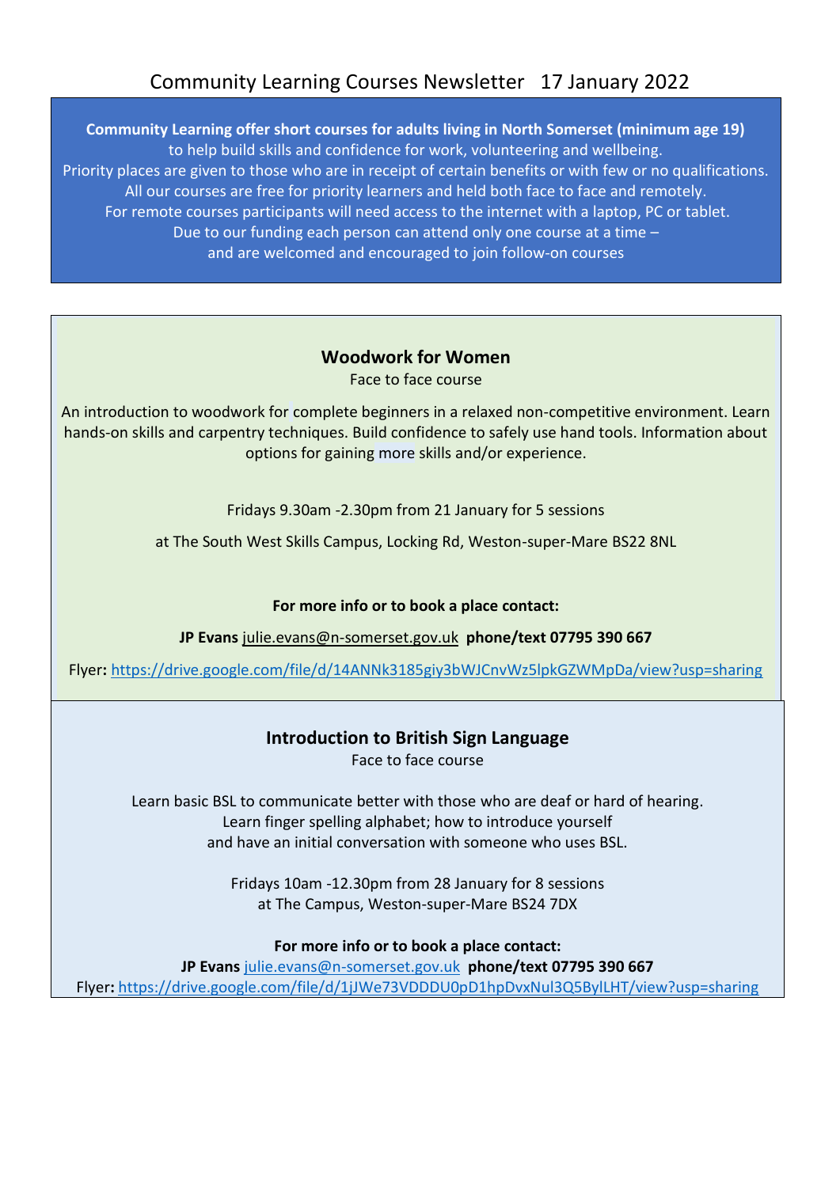# Community Learning Courses Newsletter 17 January 2022

**Community Learning offer short courses for adults living in North Somerset (minimum age 19)**
to help build skills and confidence for work, volunteering and wellbeing.
Priority places are given to those who are in receipt of certain benefits or with few or no qualifications.
All our courses are free for priority learners and held both face to face and remotely.
For remote courses participants will need access to the internet with a laptop, PC or tablet.
Due to our funding each person can attend only one course at a time –
and are welcomed and encouraged to join follow-on courses

## Woodwork for Women

Face to face course

An introduction to woodwork for complete beginners in a relaxed non-competitive environment. Learn hands-on skills and carpentry techniques. Build confidence to safely use hand tools. Information about options for gaining more skills and/or experience.

Fridays 9.30am -2.30pm from 21 January for 5 sessions

at The South West Skills Campus, Locking Rd, Weston-super-Mare BS22 8NL

**For more info or to book a place contact:**

**JP Evans** julie.evans@n-somerset.gov.uk **phone/text 07795 390 667**

Flyer**:** https://drive.google.com/file/d/14ANNk3185giy3bWJCnvWz5lpkGZWMpDa/view?usp=sharing

## Introduction to British Sign Language

Face to face course

Learn basic BSL to communicate better with those who are deaf or hard of hearing.
Learn finger spelling alphabet; how to introduce yourself
and have an initial conversation with someone who uses BSL.

Fridays 10am -12.30pm from 28 January for 8 sessions
at The Campus, Weston-super-Mare BS24 7DX

**For more info or to book a place contact:**
**JP Evans** julie.evans@n-somerset.gov.uk **phone/text 07795 390 667**
Flyer**:** https://drive.google.com/file/d/1jJWe73VDDDU0pD1hpDvxNul3Q5BylLHT/view?usp=sharing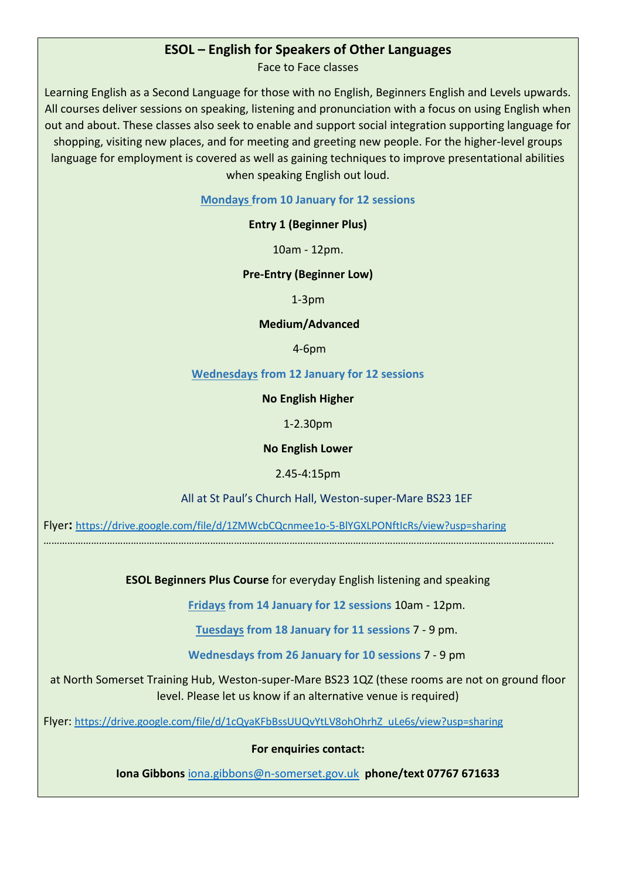## ESOL – English for Speakers of Other Languages

Face to Face classes

Learning English as a Second Language for those with no English, Beginners English and Levels upwards. All courses deliver sessions on speaking, listening and pronunciation with a focus on using English when out and about. These classes also seek to enable and support social integration supporting language for shopping, visiting new places, and for meeting and greeting new people. For the higher-level groups language for employment is covered as well as gaining techniques to improve presentational abilities when speaking English out loud.

**Mondays from 10 January for 12 sessions**

**Entry 1 (Beginner Plus)**

10am - 12pm.

**Pre-Entry (Beginner Low)**

1-3pm

**Medium/Advanced**

4-6pm

**Wednesdays from 12 January for 12 sessions**

**No English Higher**

1-2.30pm

**No English Lower**

2.45-4:15pm

All at St Paul's Church Hall, Weston-super-Mare BS23 1EF

Flyer**:** https://drive.google.com/file/d/1ZMWcbCQcnmee1o-5-BlYGXLPONftIcRs/view?usp=sharing

…………………………………………………………………………………………………………………………………………………………

**ESOL Beginners Plus Course** for everyday English listening and speaking

**Fridays from 14 January for 12 sessions** 10am - 12pm.

**Tuesdays from 18 January for 11 sessions** 7 - 9 pm.

**Wednesdays from 26 January for 10 sessions** 7 - 9 pm

at North Somerset Training Hub, Weston-super-Mare BS23 1QZ (these rooms are not on ground floor level. Please let us know if an alternative venue is required)

Flyer: https://drive.google.com/file/d/1cQyaKFbBssUUQvYtLV8ohOhrhZ_uLe6s/view?usp=sharing

**For enquiries contact:**

**Iona Gibbons** iona.gibbons@n-somerset.gov.uk **phone/text 07767 671633**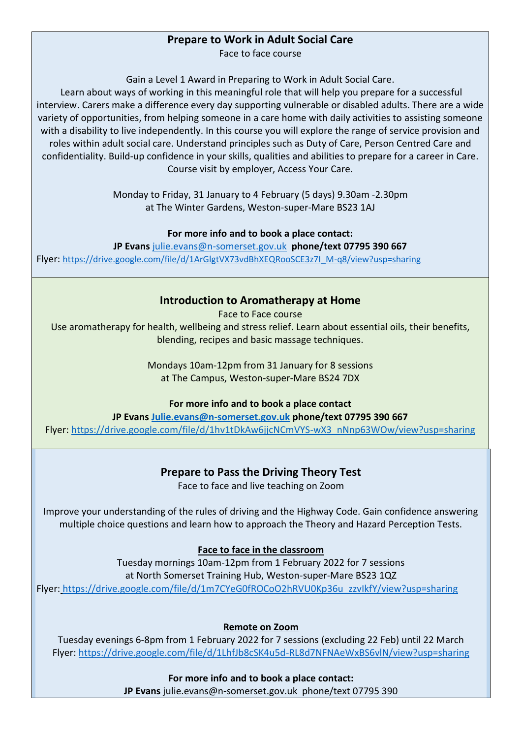## Prepare to Work in Adult Social Care

Face to face course

Gain a Level 1 Award in Preparing to Work in Adult Social Care.
Learn about ways of working in this meaningful role that will help you prepare for a successful interview. Carers make a difference every day supporting vulnerable or disabled adults. There are a wide variety of opportunities, from helping someone in a care home with daily activities to assisting someone with a disability to live independently. In this course you will explore the range of service provision and roles within adult social care. Understand principles such as Duty of Care, Person Centred Care and confidentiality. Build-up confidence in your skills, qualities and abilities to prepare for a career in Care. Course visit by employer, Access Your Care.

Monday to Friday, 31 January to 4 February (5 days) 9.30am -2.30pm
at The Winter Gardens, Weston-super-Mare BS23 1AJ

**For more info and to book a place contact:**
**JP Evans** julie.evans@n-somerset.gov.uk **phone/text 07795 390 667**
Flyer: https://drive.google.com/file/d/1ArGlgtVX73vdBhXEQRooSCE3z7I_M-q8/view?usp=sharing

## Introduction to Aromatherapy at Home

Face to Face course
Use aromatherapy for health, wellbeing and stress relief. Learn about essential oils, their benefits, blending, recipes and basic massage techniques.

Mondays 10am-12pm from 31 January for 8 sessions
at The Campus, Weston-super-Mare BS24 7DX

**For more info and to book a place contact**
**JP Evans Julie.evans@n-somerset.gov.uk phone/text 07795 390 667**
Flyer: https://drive.google.com/file/d/1hv1tDkAw6jjcNCmVYS-wX3_nNnp63WOw/view?usp=sharing

## Prepare to Pass the Driving Theory Test

Face to face and live teaching on Zoom

Improve your understanding of the rules of driving and the Highway Code. Gain confidence answering multiple choice questions and learn how to approach the Theory and Hazard Perception Tests.

**Face to face in the classroom**
Tuesday mornings 10am-12pm from 1 February 2022 for 7 sessions
at North Somerset Training Hub, Weston-super-Mare BS23 1QZ
Flyer: https://drive.google.com/file/d/1m7CYeG0fROCoO2hRVU0Kp36u_zzvIkfY/view?usp=sharing

**Remote on Zoom**
Tuesday evenings 6-8pm from 1 February 2022 for 7 sessions (excluding 22 Feb) until 22 March
Flyer: https://drive.google.com/file/d/1LhfJb8cSK4u5d-RL8d7NFNAeWxBS6vlN/view?usp=sharing

**For more info and to book a place contact:**
**JP Evans** julie.evans@n-somerset.gov.uk phone/text 07795 390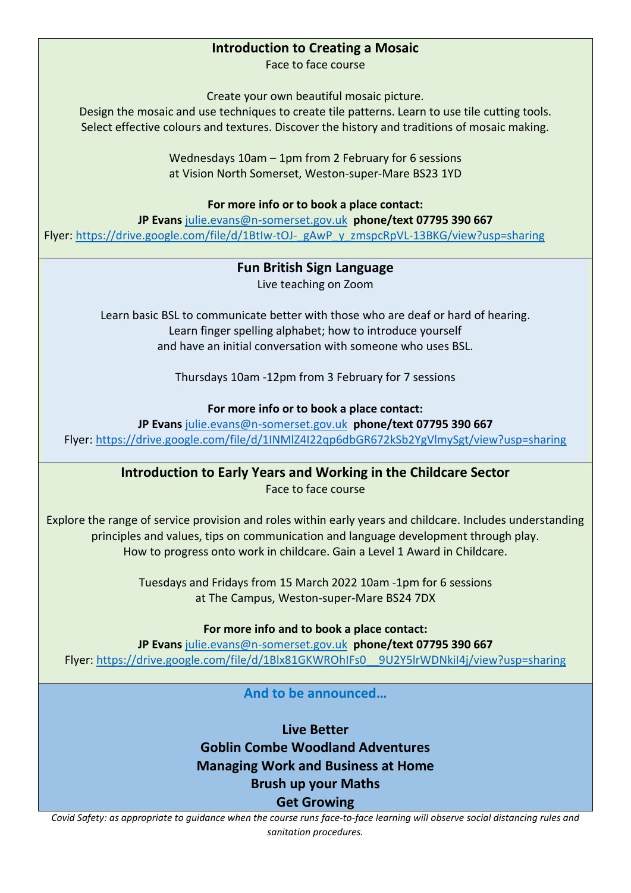## Introduction to Creating a Mosaic

Face to face course

Create your own beautiful mosaic picture.
Design the mosaic and use techniques to create tile patterns. Learn to use tile cutting tools.
Select effective colours and textures. Discover the history and traditions of mosaic making.

Wednesdays 10am – 1pm from 2 February for 6 sessions
at Vision North Somerset, Weston-super-Mare BS23 1YD

**For more info or to book a place contact:**
**JP Evans** julie.evans@n-somerset.gov.uk **phone/text 07795 390 667**
Flyer: https://drive.google.com/file/d/1BtIw-tOJ-_gAwP_y_zmspcRpVL-13BKG/view?usp=sharing

## Fun British Sign Language

Live teaching on Zoom

Learn basic BSL to communicate better with those who are deaf or hard of hearing.
Learn finger spelling alphabet; how to introduce yourself
and have an initial conversation with someone who uses BSL.

Thursdays 10am -12pm from 3 February for 7 sessions

**For more info or to book a place contact:**
**JP Evans** julie.evans@n-somerset.gov.uk **phone/text 07795 390 667**
Flyer: https://drive.google.com/file/d/1INMlZ4I22qp6dbGR672kSb2YgVlmySgt/view?usp=sharing

## Introduction to Early Years and Working in the Childcare Sector

Face to face course

Explore the range of service provision and roles within early years and childcare. Includes understanding principles and values, tips on communication and language development through play.
How to progress onto work in childcare. Gain a Level 1 Award in Childcare.

Tuesdays and Fridays from 15 March 2022 10am -1pm for 6 sessions
at The Campus, Weston-super-Mare BS24 7DX

**For more info and to book a place contact:**
**JP Evans** julie.evans@n-somerset.gov.uk **phone/text 07795 390 667**
Flyer: https://drive.google.com/file/d/1Blx81GKWROhIFs0__9U2Y5lrWDNkiI4j/view?usp=sharing

## And to be announced…

**Live Better**
**Goblin Combe Woodland Adventures**
**Managing Work and Business at Home**
**Brush up your Maths**
**Get Growing**

*Covid Safety: as appropriate to guidance when the course runs face-to-face learning will observe social distancing rules and sanitation procedures.*